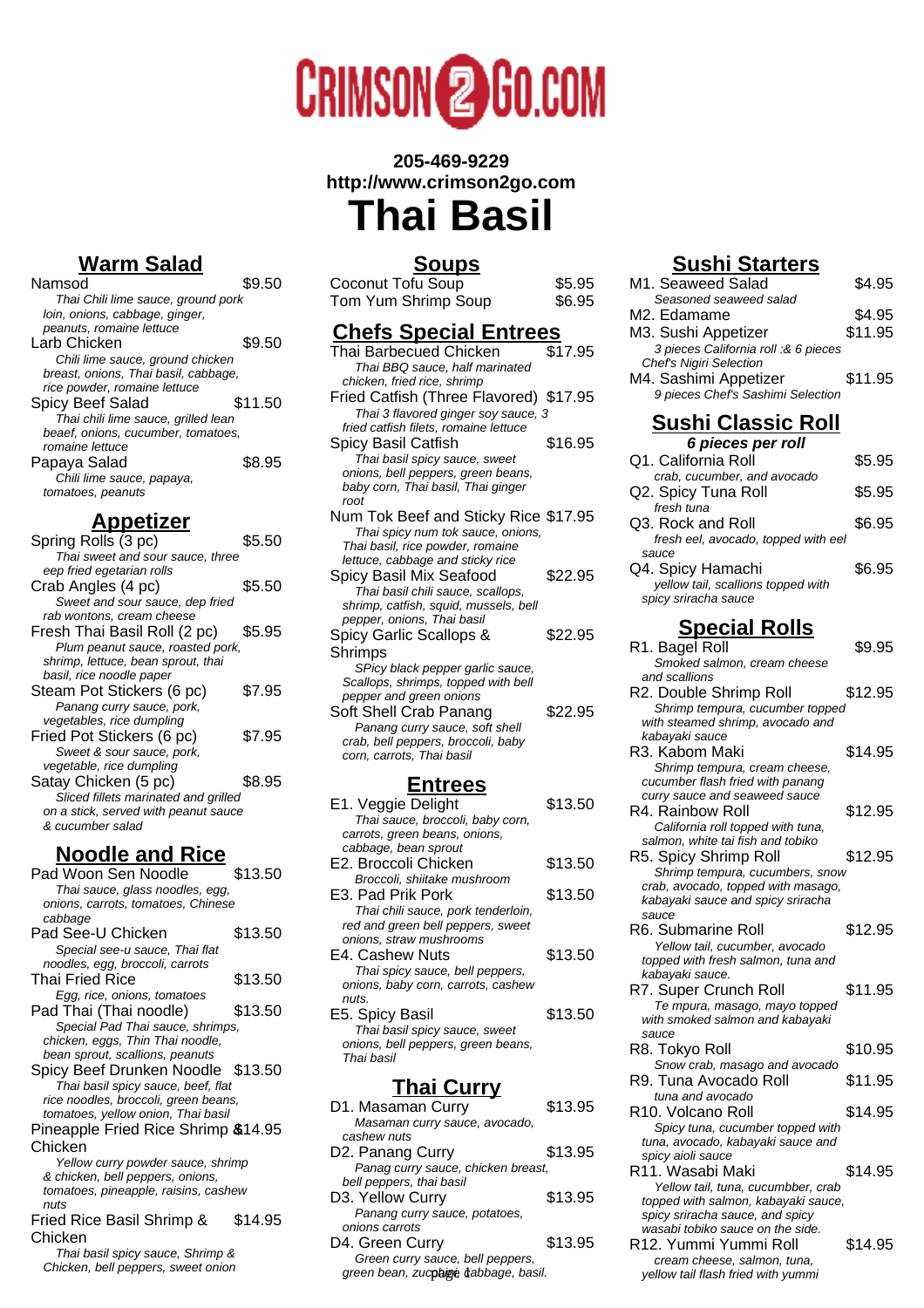# CRIMSON2GO.COM

**205-469-9229**
**http://www.crimson2go.com**

# Thai Basil

## Warm Salad

Namsod $9.50
*Thai Chili lime sauce, ground pork loin, onions, cabbage, ginger, peanuts, romaine lettuce*

Larb Chicken $9.50
*Chili lime sauce, ground chicken breast, onions, Thai basil, cabbage, rice powder, romaine lettuce*

Spicy Beef Salad $11.50
*Thai chili lime sauce, grilled lean beaef, onions, cucumber, tomatoes, romaine lettuce*

Papaya Salad $8.95
*Chili lime sauce, papaya, tomatoes, peanuts*

## Appetizer

Spring Rolls (3 pc) $5.50
*Thai sweet and sour sauce, three eep fried egetarian rolls*

Crab Angles (4 pc) $5.50
*Sweet and sour sauce, dep fried rab wontons, cream cheese*

Fresh Thai Basil Roll (2 pc) $5.95
*Plum peanut sauce, roasted pork, shrimp, lettuce, bean sprout, thai basil, rice noodle paper*

Steam Pot Stickers (6 pc) $7.95
*Panang curry sauce, pork, vegetables, rice dumpling*

Fried Pot Stickers (6 pc) $7.95
*Sweet & sour sauce, pork, vegetable, rice dumpling*

Satay Chicken (5 pc) $8.95
*Sliced fillets marinated and grilled on a stick, served with peanut sauce & cucumber salad*

## Noodle and Rice

Pad Woon Sen Noodle $13.50
*Thai sauce, glass noodles, egg, onions, carrots, tomatoes, Chinese cabbage*

Pad See-U Chicken $13.50
*Special see-u sauce, Thai flat noodles, egg, broccoli, carrots*

Thai Fried Rice $13.50
*Egg, rice, onions, tomatoes*

Pad Thai (Thai noodle) $13.50
*Special Pad Thai sauce, shrimps, chicken, eggs, Thin Thai noodle, bean sprout, scallions, peanuts*

Spicy Beef Drunken Noodle $13.50
*Thai basil spicy sauce, beef, flat rice noodles, broccoli, green beans, tomatoes, yellow onion, Thai basil*

Pineapple Fried Rice Shrimp & Chicken $14.95
*Yellow curry powder sauce, shrimp & chicken, bell peppers, onions, tomatoes, pineapple, raisins, cashew nuts*

Fried Rice Basil Shrimp & Chicken $14.95
*Thai basil spicy sauce, Shrimp & Chicken, bell peppers, sweet onion*

## Soups

Coconut Tofu Soup $5.95
Tom Yum Shrimp Soup $6.95

## Chefs Special Entrees

Thai Barbecued Chicken $17.95
*Thai BBQ sauce, half marinated chicken, fried rice, shrimp*

Fried Catfish (Three Flavored) $17.95
*Thai 3 flavored ginger soy sauce, 3 fried catfish filets, romaine lettuce*

Spicy Basil Catfish $16.95
*Thai basil spicy sauce, sweet onions, bell peppers, green beans, baby corn, Thai basil, Thai ginger root*

Num Tok Beef and Sticky Rice $17.95
*Thai spicy num tok sauce, onions, Thai basil, rice powder, romaine lettuce, cabbage and sticky rice*

Spicy Basil Mix Seafood $22.95
*Thai basil chili sauce, scallops, shrimp, catfish, squid, mussels, bell pepper, onions, Thai basil*

Spicy Garlic Scallops & Shrimps $22.95
*SPicy black pepper garlic sauce, Scallops, shrimps, topped with bell pepper and green onions*

Soft Shell Crab Panang $22.95
*Panang curry sauce, soft shell crab, bell peppers, broccoli, baby corn, carrots, Thai basil*

## Entrees

E1. Veggie Delight $13.50
*Thai sauce, broccoli, baby corn, carrots, green beans, onions, cabbage, bean sprout*

E2. Broccoli Chicken $13.50
*Broccoli, shiitake mushroom*

E3. Pad Prik Pork $13.50
*Thai chili sauce, pork tenderloin, red and green bell peppers, sweet onions, straw mushrooms*

E4. Cashew Nuts $13.50
*Thai spicy sauce, bell peppers, onions, baby corn, carrots, cashew nuts.*

E5. Spicy Basil $13.50
*Thai basil spicy sauce, sweet onions, bell peppers, green beans, Thai basil*

## Thai Curry

D1. Masaman Curry $13.95
*Masaman curry sauce, avocado, cashew nuts*

D2. Panang Curry $13.95
*Panag curry sauce, chicken breast, bell peppers, thai basil*

D3. Yellow Curry $13.95
*Panang curry sauce, potatoes, onions carrots*

D4. Green Curry $13.95
*Green curry sauce, bell peppers, green bean, zucchini, cabbage, basil.*

## Sushi Starters

M1. Seaweed Salad $4.95
*Seasoned seaweed salad*

M2. Edamame $4.95

M3. Sushi Appetizer $11.95
*3 pieces California roll :& 6 pieces Chef's Nigiri Selection*

M4. Sashimi Appetizer $11.95
*9 pieces Chef's Sashimi Selection*

## Sushi Classic Roll

***6 pieces per roll***

Q1. California Roll $5.95
*crab, cucumber, and avocado*

Q2. Spicy Tuna Roll $5.95
*fresh tuna*

Q3. Rock and Roll $6.95
*fresh eel, avocado, topped with eel sauce*

Q4. Spicy Hamachi $6.95
*yellow tail, scallions topped with spicy sriracha sauce*

## Special Rolls

R1. Bagel Roll $9.95
*Smoked salmon, cream cheese and scallions*

R2. Double Shrimp Roll $12.95
*Shrimp tempura, cucumber topped with steamed shrimp, avocado and kabayaki sauce*

R3. Kabom Maki $14.95
*Shrimp tempura, cream cheese, cucumber flash fried with panang curry sauce and seaweed sauce*

R4. Rainbow Roll $12.95
*California roll topped with tuna, salmon, white tai fish and tobiko*

R5. Spicy Shrimp Roll $12.95
*Shrimp tempura, cucumbers, snow crab, avocado, topped with masago, kabayaki sauce and spicy sriracha sauce*

R6. Submarine Roll $12.95
*Yellow tail, cucumber, avocado topped with fresh salmon, tuna and kabayaki sauce.*

R7. Super Crunch Roll $11.95
*Te mpura, masago, mayo topped with smoked salmon and kabayaki sauce*

R8. Tokyo Roll $10.95
*Snow crab, masago and avocado*

R9. Tuna Avocado Roll $11.95
*tuna and avocado*

R10. Volcano Roll $14.95
*Spicy tuna, cucumber topped with tuna, avocado, kabayaki sauce and spicy aioli sauce*

R11. Wasabi Maki $14.95
*Yellow tail, tuna, cucumbber, crab topped with salmon, kabayaki sauce, spicy sriracha sauce, and spicy wasabi tobiko sauce on the side.*

R12. Yummi Yummi Roll $14.95
*cream cheese, salmon, tuna, yellow tail flash fried with yummi*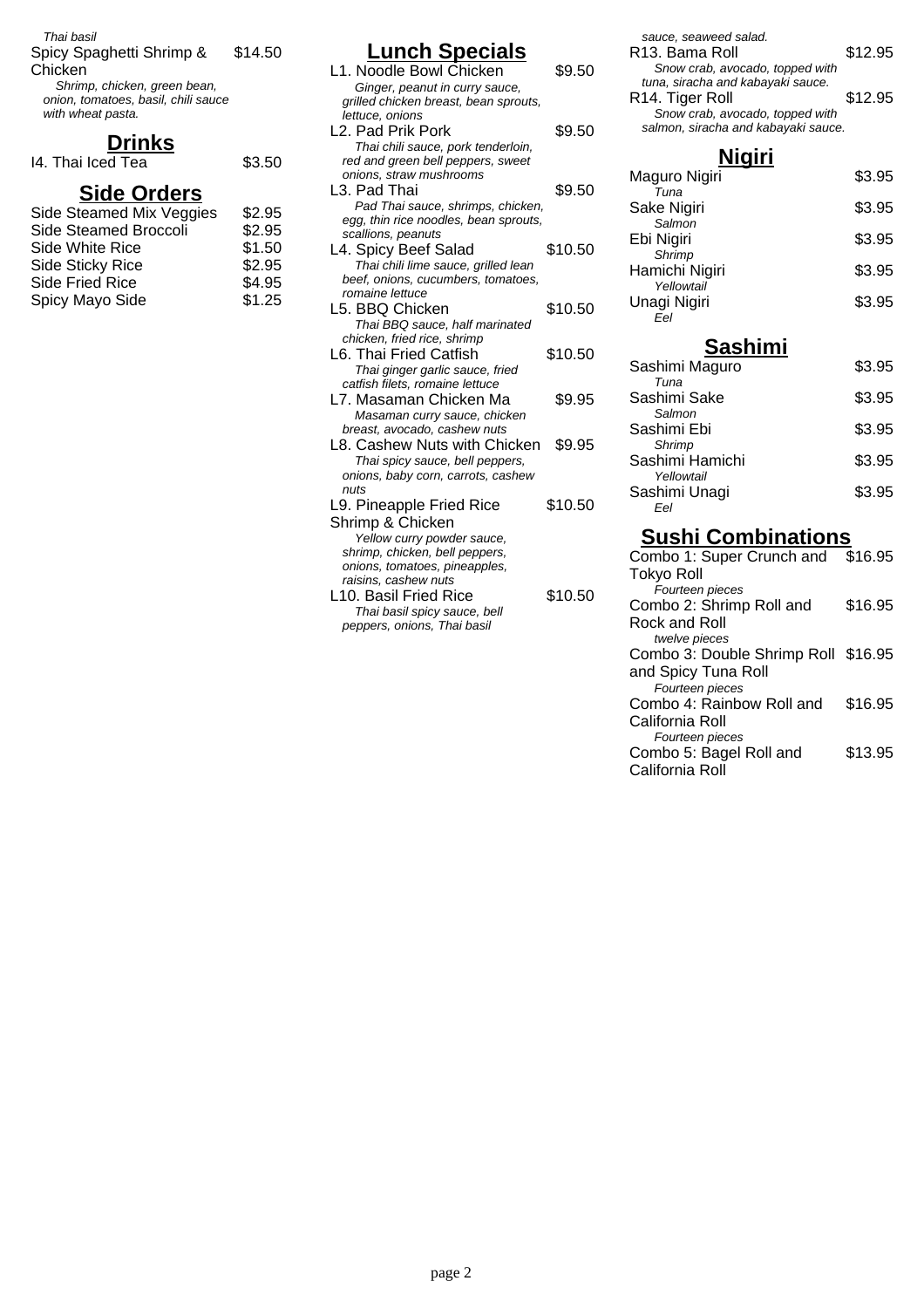*Thai basil*

Spicy Spaghetti Shrimp & Chicken $14.50
*Shrimp, chicken, green bean, onion, tomatoes, basil, chili sauce with wheat pasta.*

## Drinks

I4. Thai Iced Tea $3.50

## Side Orders

Side Steamed Mix Veggies $2.95
Side Steamed Broccoli $2.95
Side White Rice $1.50
Side Sticky Rice $2.95
Side Fried Rice $4.95
Spicy Mayo Side $1.25

## Lunch Specials

L1. Noodle Bowl Chicken $9.50
*Ginger, peanut in curry sauce, grilled chicken breast, bean sprouts, lettuce, onions*

L2. Pad Prik Pork $9.50
*Thai chili sauce, pork tenderloin, red and green bell peppers, sweet onions, straw mushrooms*

L3. Pad Thai $9.50
*Pad Thai sauce, shrimps, chicken, egg, thin rice noodles, bean sprouts, scallions, peanuts*

L4. Spicy Beef Salad $10.50
*Thai chili lime sauce, grilled lean beef, onions, cucumbers, tomatoes, romaine lettuce*

L5. BBQ Chicken $10.50
*Thai BBQ sauce, half marinated chicken, fried rice, shrimp*

L6. Thai Fried Catfish $10.50
*Thai ginger garlic sauce, fried catfish filets, romaine lettuce*

L7. Masaman Chicken Ma $9.95
*Masaman curry sauce, chicken breast, avocado, cashew nuts*

L8. Cashew Nuts with Chicken $9.95
*Thai spicy sauce, bell peppers, onions, baby corn, carrots, cashew nuts*

L9. Pineapple Fried Rice Shrimp & Chicken $10.50
*Yellow curry powder sauce, shrimp, chicken, bell peppers, onions, tomatoes, pineapples, raisins, cashew nuts*

L10. Basil Fried Rice $10.50
*Thai basil spicy sauce, bell peppers, onions, Thai basil*

*sauce, seaweed salad.*

R13. Bama Roll $12.95
*Snow crab, avocado, topped with tuna, siracha and kabayaki sauce.*

R14. Tiger Roll $12.95
*Snow crab, avocado, topped with salmon, siracha and kabayaki sauce.*

## Nigiri

Maguro Nigiri $3.95
*Tuna*

Sake Nigiri $3.95
*Salmon*

Ebi Nigiri $3.95
*Shrimp*

Hamichi Nigiri $3.95
*Yellowtail*

Unagi Nigiri $3.95
*Eel*

## Sashimi

Sashimi Maguro $3.95
*Tuna*

Sashimi Sake $3.95
*Salmon*

Sashimi Ebi $3.95
*Shrimp*

Sashimi Hamichi $3.95
*Yellowtail*

Sashimi Unagi $3.95
*Eel*

## Sushi Combinations

Combo 1: Super Crunch and Tokyo Roll $16.95
*Fourteen pieces*

Combo 2: Shrimp Roll and Rock and Roll $16.95
*twelve pieces*

Combo 3: Double Shrimp Roll and Spicy Tuna Roll $16.95
*Fourteen pieces*

Combo 4: Rainbow Roll and California Roll $16.95
*Fourteen pieces*

Combo 5: Bagel Roll and California Roll $13.95